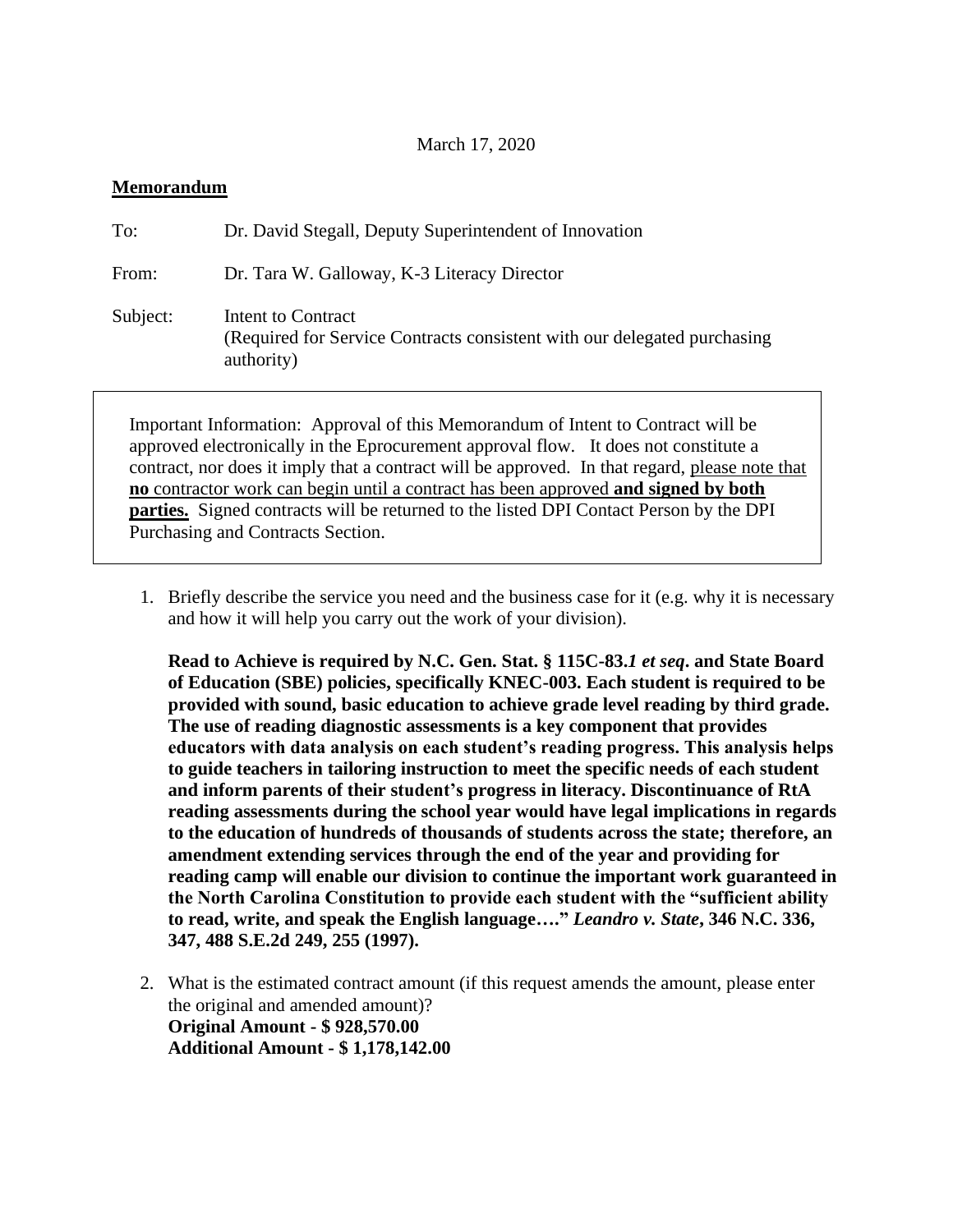March 17, 2020

**Memorandum**

To: Dr. David Stegall, Deputy Superintendent of Innovation

From: Dr. Tara W. Galloway, K-3 Literacy Director

Subject: Intent to Contract
(Required for Service Contracts consistent with our delegated purchasing authority)

> Important Information: Approval of this Memorandum of Intent to Contract will be approved electronically in the Eprocurement approval flow. It does not constitute a contract, nor does it imply that a contract will be approved. In that regard, please note that **no** contractor work can begin until a contract has been approved **and signed by both parties.** Signed contracts will be returned to the listed DPI Contact Person by the DPI Purchasing and Contracts Section.

1. Briefly describe the service you need and the business case for it (e.g. why it is necessary and how it will help you carry out the work of your division).

   **Read to Achieve is required by N.C. Gen. Stat. § 115C-83.*1 et seq*. and State Board of Education (SBE) policies, specifically KNEC-003. Each student is required to be provided with sound, basic education to achieve grade level reading by third grade. The use of reading diagnostic assessments is a key component that provides educators with data analysis on each student's reading progress. This analysis helps to guide teachers in tailoring instruction to meet the specific needs of each student and inform parents of their student's progress in literacy. Discontinuance of RtA reading assessments during the school year would have legal implications in regards to the education of hundreds of thousands of students across the state; therefore, an amendment extending services through the end of the year and providing for reading camp will enable our division to continue the important work guaranteed in the North Carolina Constitution to provide each student with the "sufficient ability to read, write, and speak the English language…." *Leandro v. State*, 346 N.C. 336, 347, 488 S.E.2d 249, 255 (1997).**

2. What is the estimated contract amount (if this request amends the amount, please enter the original and amended amount)?
   **Original Amount - $ 928,570.00**
   **Additional Amount - $ 1,178,142.00**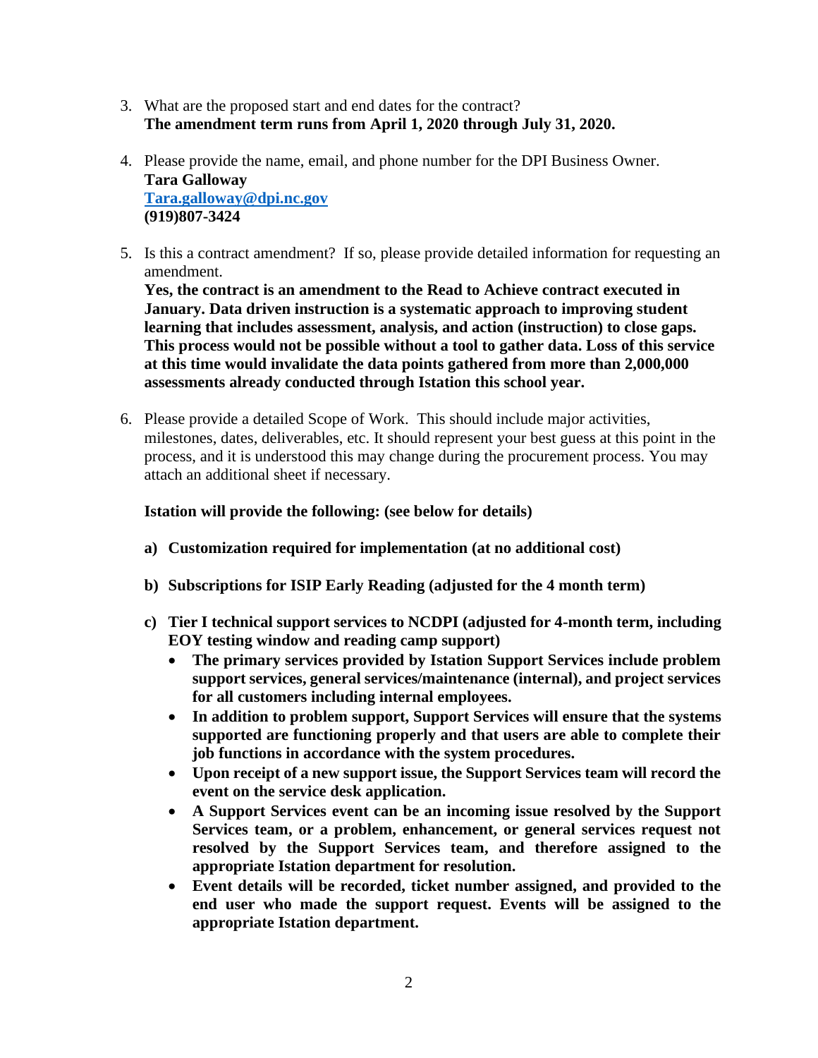3. What are the proposed start and end dates for the contract?
   **The amendment term runs from April 1, 2020 through July 31, 2020.**

4. Please provide the name, email, and phone number for the DPI Business Owner.
   **Tara Galloway**
   **[Tara.galloway@dpi.nc.gov](mailto:Tara.galloway@dpi.nc.gov)**
   **(919)807-3424**

5. Is this a contract amendment? If so, please provide detailed information for requesting an amendment.
   **Yes, the contract is an amendment to the Read to Achieve contract executed in January. Data driven instruction is a systematic approach to improving student learning that includes assessment, analysis, and action (instruction) to close gaps. This process would not be possible without a tool to gather data. Loss of this service at this time would invalidate the data points gathered from more than 2,000,000 assessments already conducted through Istation this school year.**

6. Please provide a detailed Scope of Work. This should include major activities, milestones, dates, deliverables, etc. It should represent your best guess at this point in the process, and it is understood this may change during the procurement process. You may attach an additional sheet if necessary.

   **Istation will provide the following: (see below for details)**

   **a) Customization required for implementation (at no additional cost)**

   **b) Subscriptions for ISIP Early Reading (adjusted for the 4 month term)**

   **c) Tier I technical support services to NCDPI (adjusted for 4-month term, including EOY testing window and reading camp support)**
   - **The primary services provided by Istation Support Services include problem support services, general services/maintenance (internal), and project services for all customers including internal employees.**
   - **In addition to problem support, Support Services will ensure that the systems supported are functioning properly and that users are able to complete their job functions in accordance with the system procedures.**
   - **Upon receipt of a new support issue, the Support Services team will record the event on the service desk application.**
   - **A Support Services event can be an incoming issue resolved by the Support Services team, or a problem, enhancement, or general services request not resolved by the Support Services team, and therefore assigned to the appropriate Istation department for resolution.**
   - **Event details will be recorded, ticket number assigned, and provided to the end user who made the support request. Events will be assigned to the appropriate Istation department.**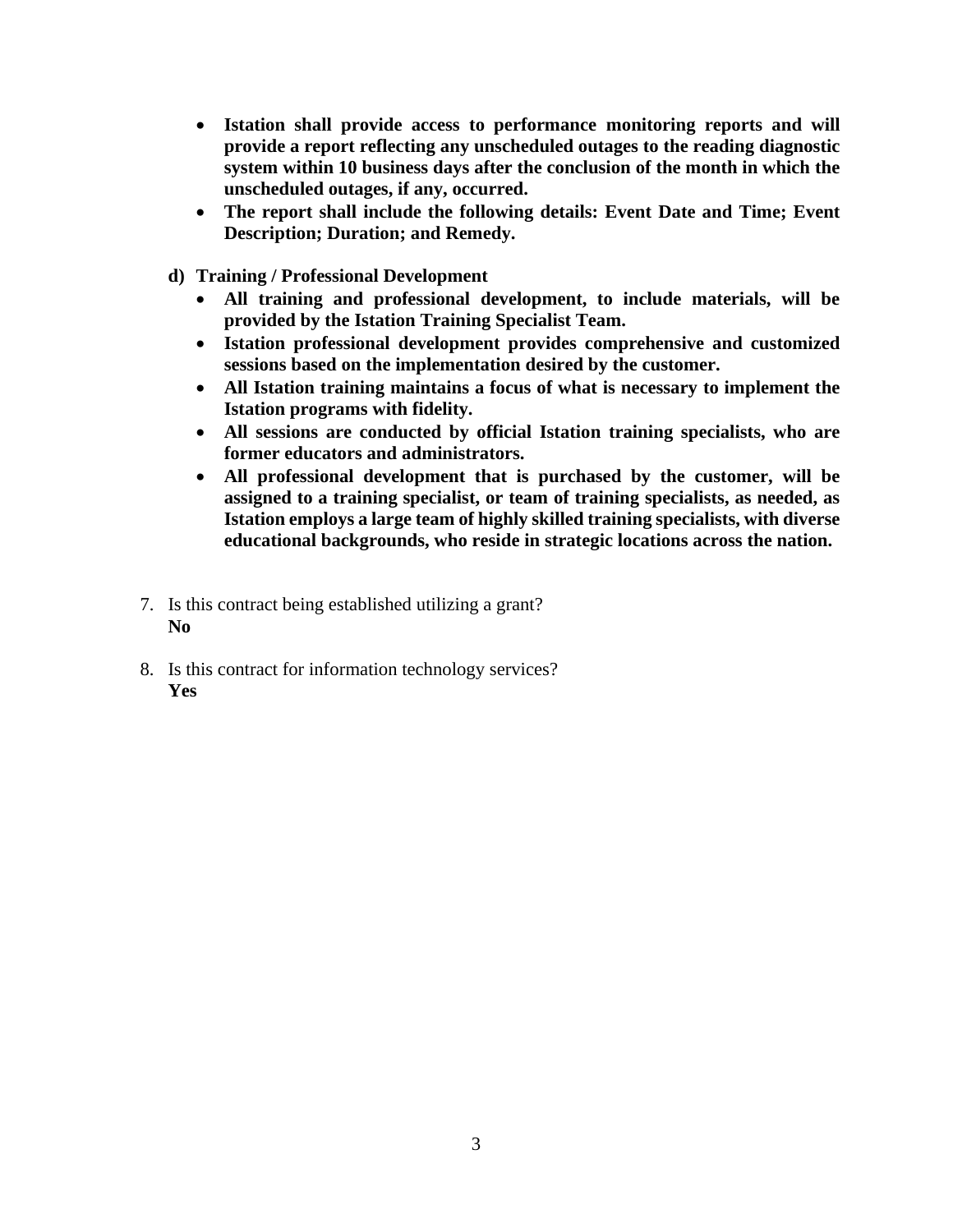- **Istation shall provide access to performance monitoring reports and will provide a report reflecting any unscheduled outages to the reading diagnostic system within 10 business days after the conclusion of the month in which the unscheduled outages, if any, occurred.**
- **The report shall include the following details: Event Date and Time; Event Description; Duration; and Remedy.**

**d) Training / Professional Development**

- **All training and professional development, to include materials, will be provided by the Istation Training Specialist Team.**
- **Istation professional development provides comprehensive and customized sessions based on the implementation desired by the customer.**
- **All Istation training maintains a focus of what is necessary to implement the Istation programs with fidelity.**
- **All sessions are conducted by official Istation training specialists, who are former educators and administrators.**
- **All professional development that is purchased by the customer, will be assigned to a training specialist, or team of training specialists, as needed, as Istation employs a large team of highly skilled training specialists, with diverse educational backgrounds, who reside in strategic locations across the nation.**

7. Is this contract being established utilizing a grant?
   **No**

8. Is this contract for information technology services?
   **Yes**